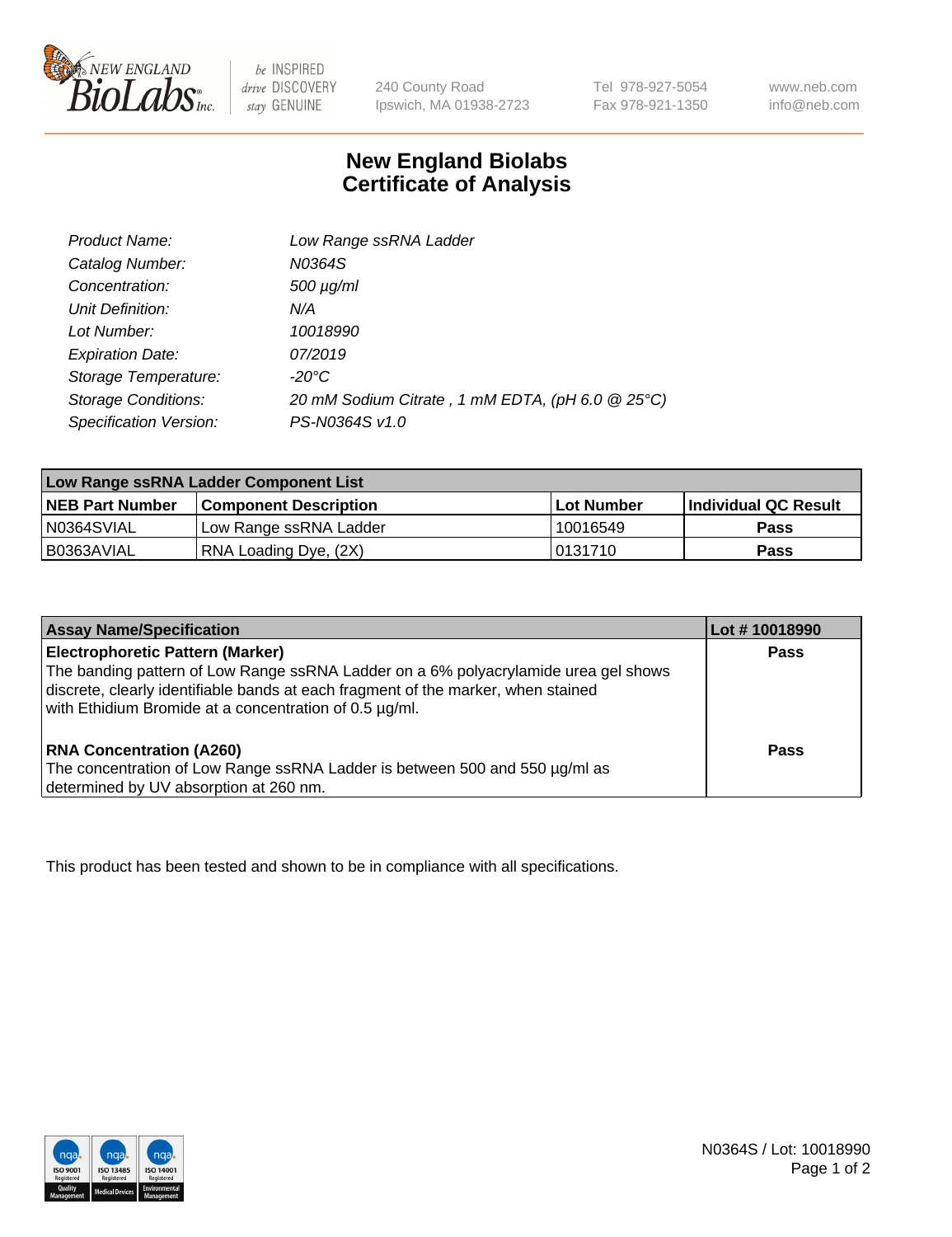# New England Biolabs Certificate of Analysis

| | |
|---|---|
| *Product Name:* | *Low Range ssRNA Ladder* |
| *Catalog Number:* | *N0364S* |
| *Concentration:* | *500 µg/ml* |
| *Unit Definition:* | *N/A* |
| *Lot Number:* | *10018990* |
| *Expiration Date:* | *07/2019* |
| *Storage Temperature:* | *-20°C* |
| *Storage Conditions:* | *20 mM Sodium Citrate , 1 mM EDTA, (pH 6.0 @ 25°C)* |
| *Specification Version:* | *PS-N0364S v1.0* |

| Low Range ssRNA Ladder Component List | | | |
|---|---|---|---|
| **NEB Part Number** | **Component Description** | **Lot Number** | **Individual QC Result** |
| N0364SVIAL | Low Range ssRNA Ladder | 10016549 | **Pass** |
| B0363AVIAL | RNA Loading Dye, (2X) | 0131710 | **Pass** |

| Assay Name/Specification | Lot # 10018990 |
|---|---|
| **Electrophoretic Pattern (Marker)**<br>The banding pattern of Low Range ssRNA Ladder on a 6% polyacrylamide urea gel shows discrete, clearly identifiable bands at each fragment of the marker, when stained with Ethidium Bromide at a concentration of 0.5 µg/ml. | **Pass** |
| **RNA Concentration (A260)**<br>The concentration of Low Range ssRNA Ladder is between 500 and 550 µg/ml as determined by UV absorption at 260 nm. | **Pass** |

This product has been tested and shown to be in compliance with all specifications.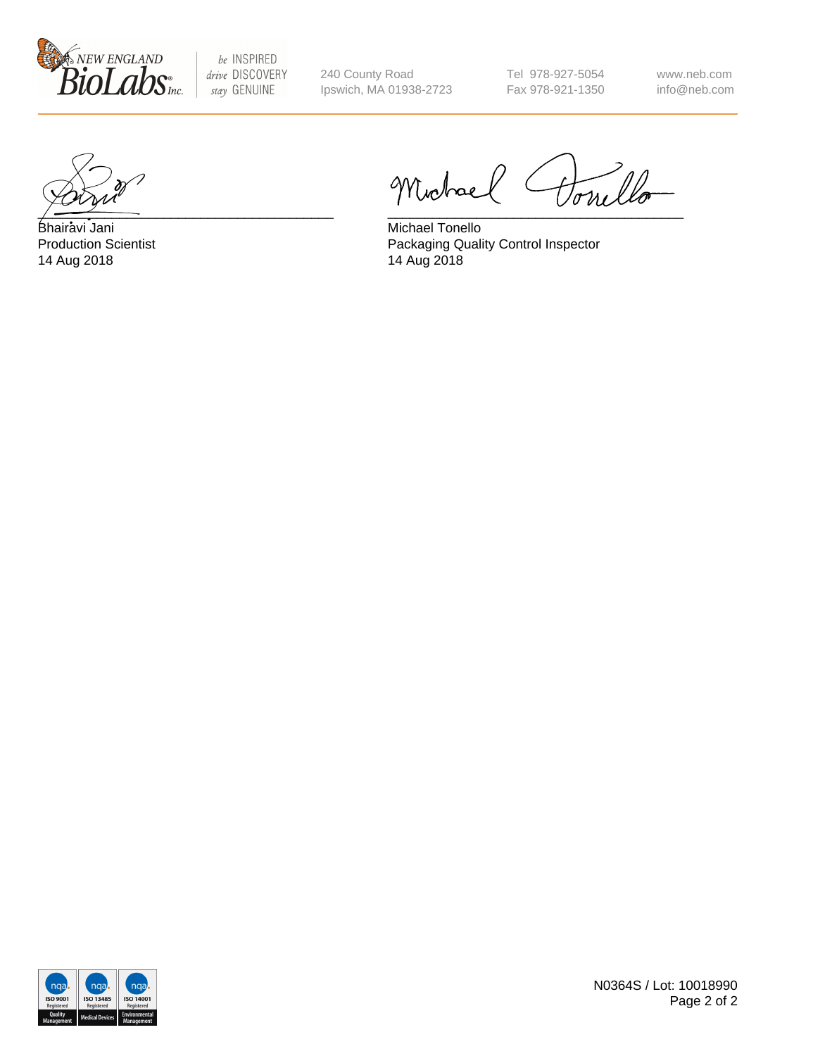NEW ENGLAND BioLabs Inc.

be INSPIRED
drive DISCOVERY
stay GENUINE

240 County Road
Ipswich, MA 01938-2723

Tel 978-927-5054
Fax 978-921-1350

www.neb.com
info@neb.com

Bhairavi Jani
Production Scientist
14 Aug 2018

Michael Tonello
Packaging Quality Control Inspector
14 Aug 2018

N0364S / Lot: 10018990